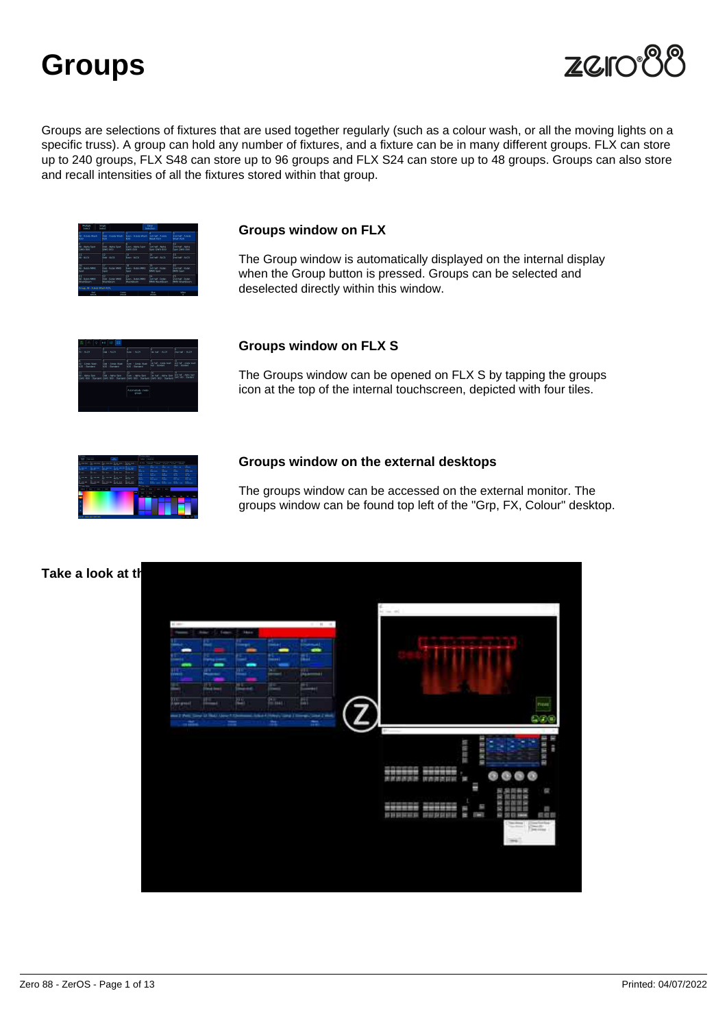# Groups

Groups are selections of fixtures that are used together regularly (such as a colour wash, or all the moving lights on a specific truss). A group can hold any number of fixtures, and a fixture can be in many different groups. FLX can store up to 240 groups, FLX S48 can store up to 96 groups and FLX S24 can store up to 48 groups. Groups can also store and recall intensities of all the fixtures stored within that group.

### Groups window on FLX

The Group window is automatically displayed on the internal display when the Group button is pressed. Groups can be selected and deselected directly within this window.

### Groups window on FLX S

The Groups window can be opened on FLX S by tapping the groups icon at the top of the internal touchscreen, depicted with four tiles.

### Groups window on the external desktops

The groups window can be accessed on the external monitor. The groups window can be found top left of the "Grp, FX, Colour" desktop.

**Take a look at th**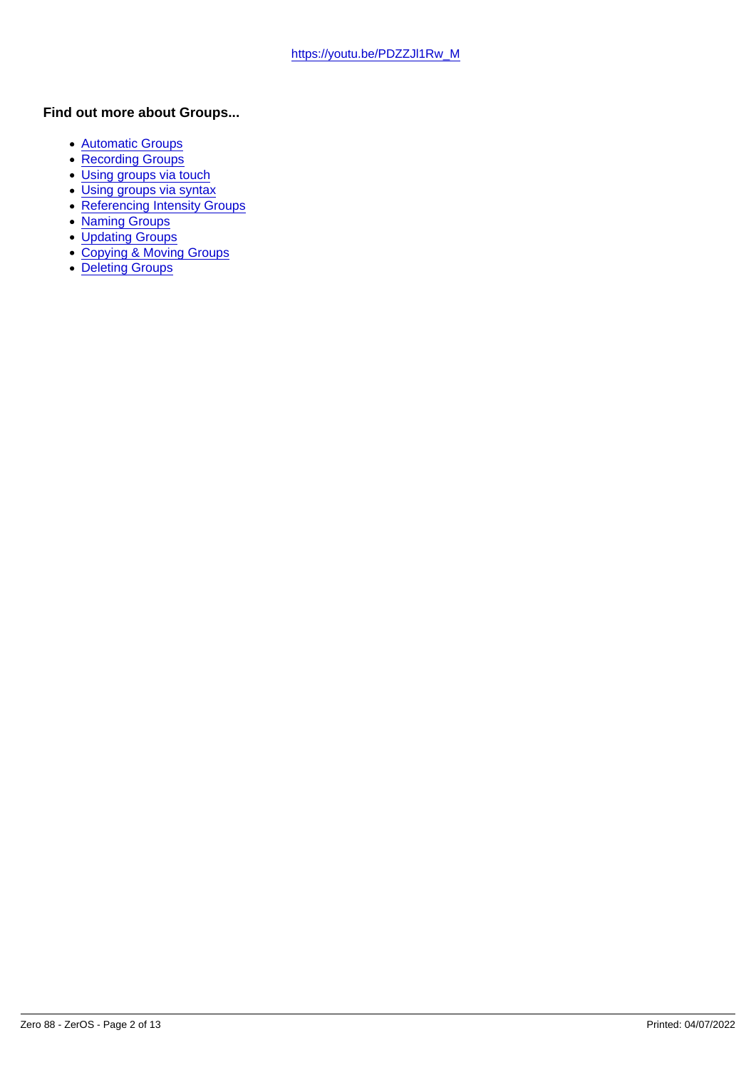https://youtu.be/PDZZJl1Rw_M

**Find out more about Groups...**

- Automatic Groups
- Recording Groups
- Using groups via touch
- Using groups via syntax
- Referencing Intensity Groups
- Naming Groups
- Updating Groups
- Copying & Moving Groups
- Deleting Groups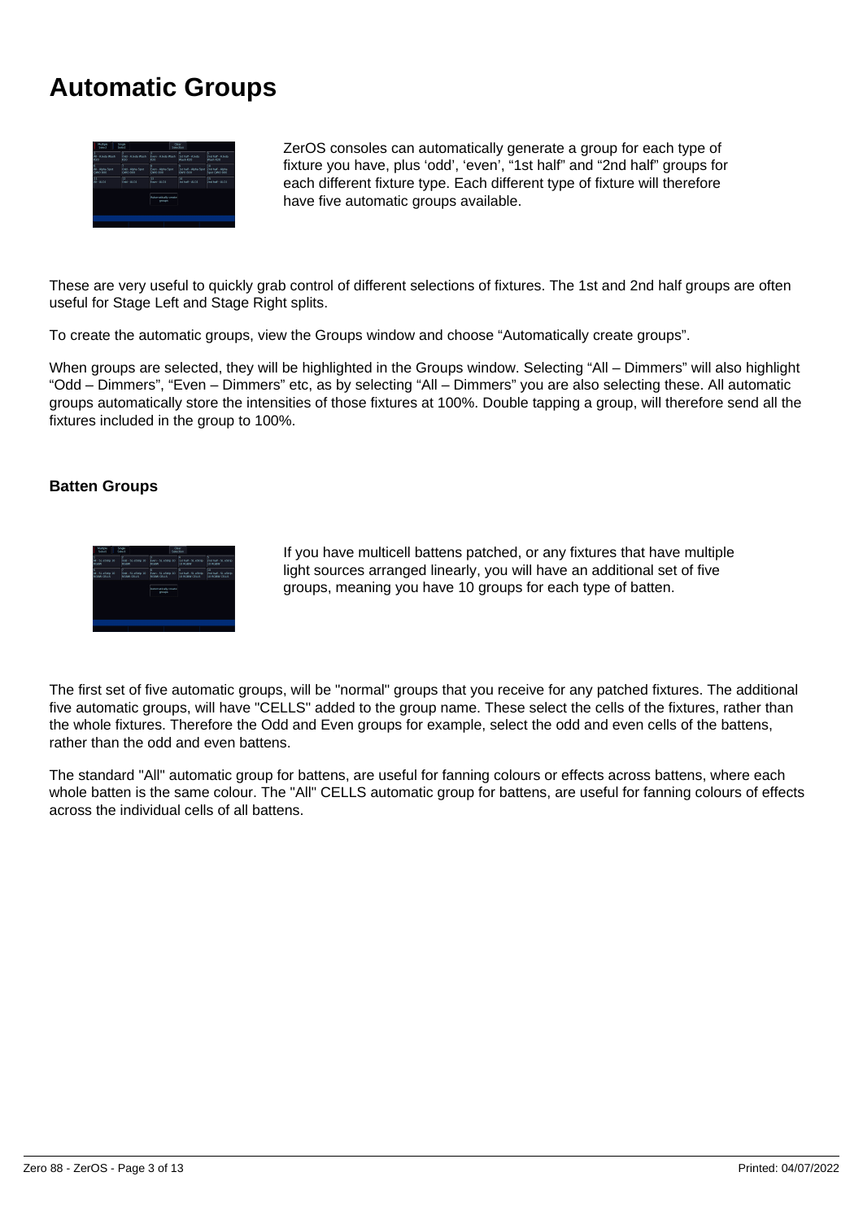# Automatic Groups

ZerOS consoles can automatically generate a group for each type of fixture you have, plus ‘odd’, ‘even’, “1st half” and “2nd half” groups for each different fixture type. Each different type of fixture will therefore have five automatic groups available.

These are very useful to quickly grab control of different selections of fixtures. The 1st and 2nd half groups are often useful for Stage Left and Stage Right splits.

To create the automatic groups, view the Groups window and choose “Automatically create groups”.

When groups are selected, they will be highlighted in the Groups window. Selecting “All – Dimmers” will also highlight “Odd – Dimmers”, “Even – Dimmers” etc, as by selecting “All – Dimmers” you are also selecting these. All automatic groups automatically store the intensities of those fixtures at 100%. Double tapping a group, will therefore send all the fixtures included in the group to 100%.

### Batten Groups

If you have multicell battens patched, or any fixtures that have multiple light sources arranged linearly, you will have an additional set of five groups, meaning you have 10 groups for each type of batten.

The first set of five automatic groups, will be "normal" groups that you receive for any patched fixtures. The additional five automatic groups, will have "CELLS" added to the group name. These select the cells of the fixtures, rather than the whole fixtures. Therefore the Odd and Even groups for example, select the odd and even cells of the battens, rather than the odd and even battens.

The standard "All" automatic group for battens, are useful for fanning colours or effects across battens, where each whole batten is the same colour. The "All" CELLS automatic group for battens, are useful for fanning colours of effects across the individual cells of all battens.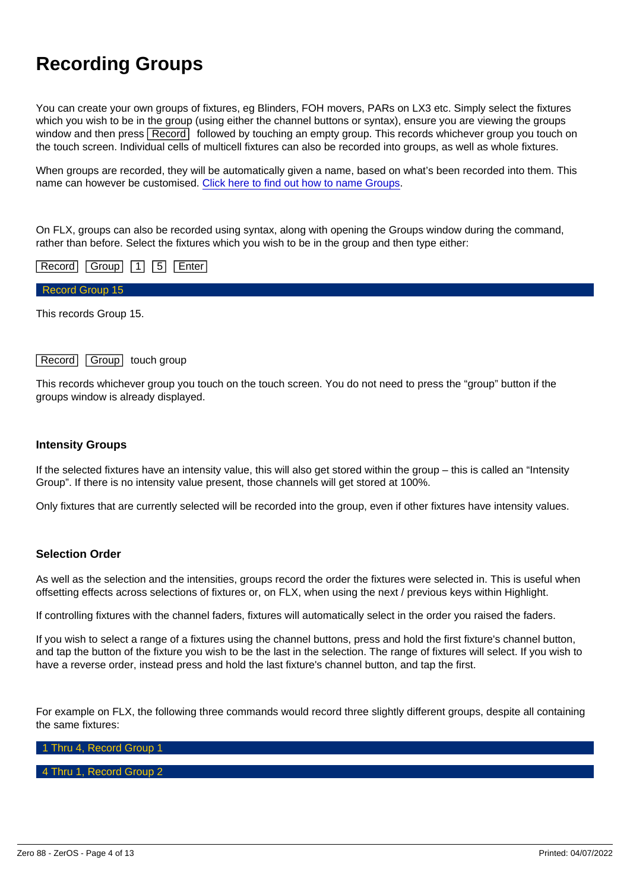# Recording Groups

You can create your own groups of fixtures, eg Blinders, FOH movers, PARs on LX3 etc. Simply select the fixtures which you wish to be in the group (using either the channel buttons or syntax), ensure you are viewing the groups window and then press Record followed by touching an empty group. This records whichever group you touch on the touch screen. Individual cells of multicell fixtures can also be recorded into groups, as well as whole fixtures.

When groups are recorded, they will be automatically given a name, based on what's been recorded into them. This name can however be customised. [Click here to find out how to name Groups](#).

On FLX, groups can also be recorded using syntax, along with opening the Groups window during the command, rather than before. Select the fixtures which you wish to be in the group and then type either:

Record Group 1 5 Enter

```
Record Group 15
```

This records Group 15.

Record Group touch group

This records whichever group you touch on the touch screen. You do not need to press the "group" button if the groups window is already displayed.

### Intensity Groups

If the selected fixtures have an intensity value, this will also get stored within the group – this is called an "Intensity Group". If there is no intensity value present, those channels will get stored at 100%.

Only fixtures that are currently selected will be recorded into the group, even if other fixtures have intensity values.

### Selection Order

As well as the selection and the intensities, groups record the order the fixtures were selected in. This is useful when offsetting effects across selections of fixtures or, on FLX, when using the next / previous keys within Highlight.

If controlling fixtures with the channel faders, fixtures will automatically select in the order you raised the faders.

If you wish to select a range of a fixtures using the channel buttons, press and hold the first fixture's channel button, and tap the button of the fixture you wish to be the last in the selection. The range of fixtures will select. If you wish to have a reverse order, instead press and hold the last fixture's channel button, and tap the first.

For example on FLX, the following three commands would record three slightly different groups, despite all containing the same fixtures:

```
1 Thru 4, Record Group 1
```

```
4 Thru 1, Record Group 2
```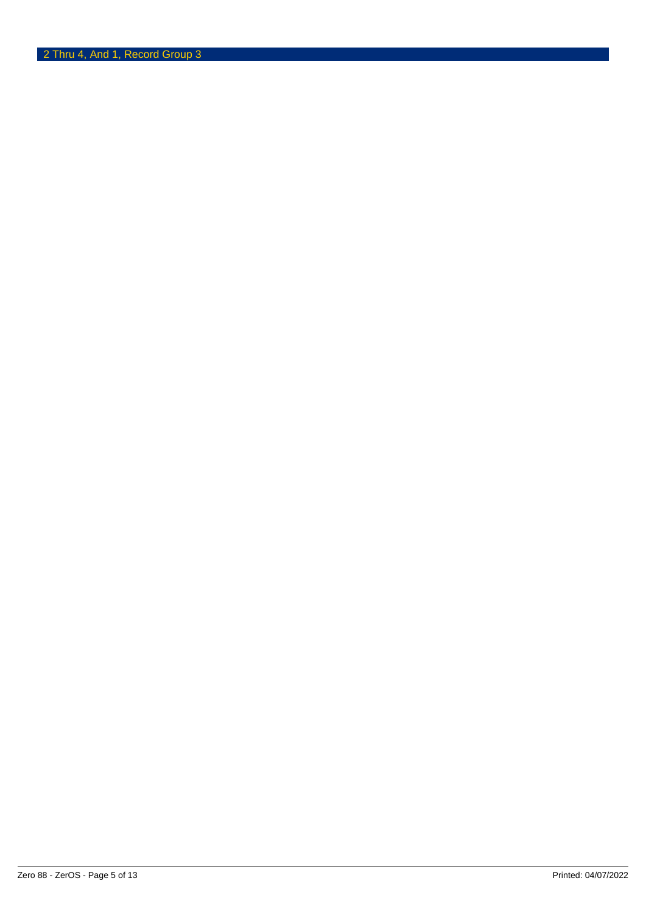2 Thru 4, And 1, Record Group 3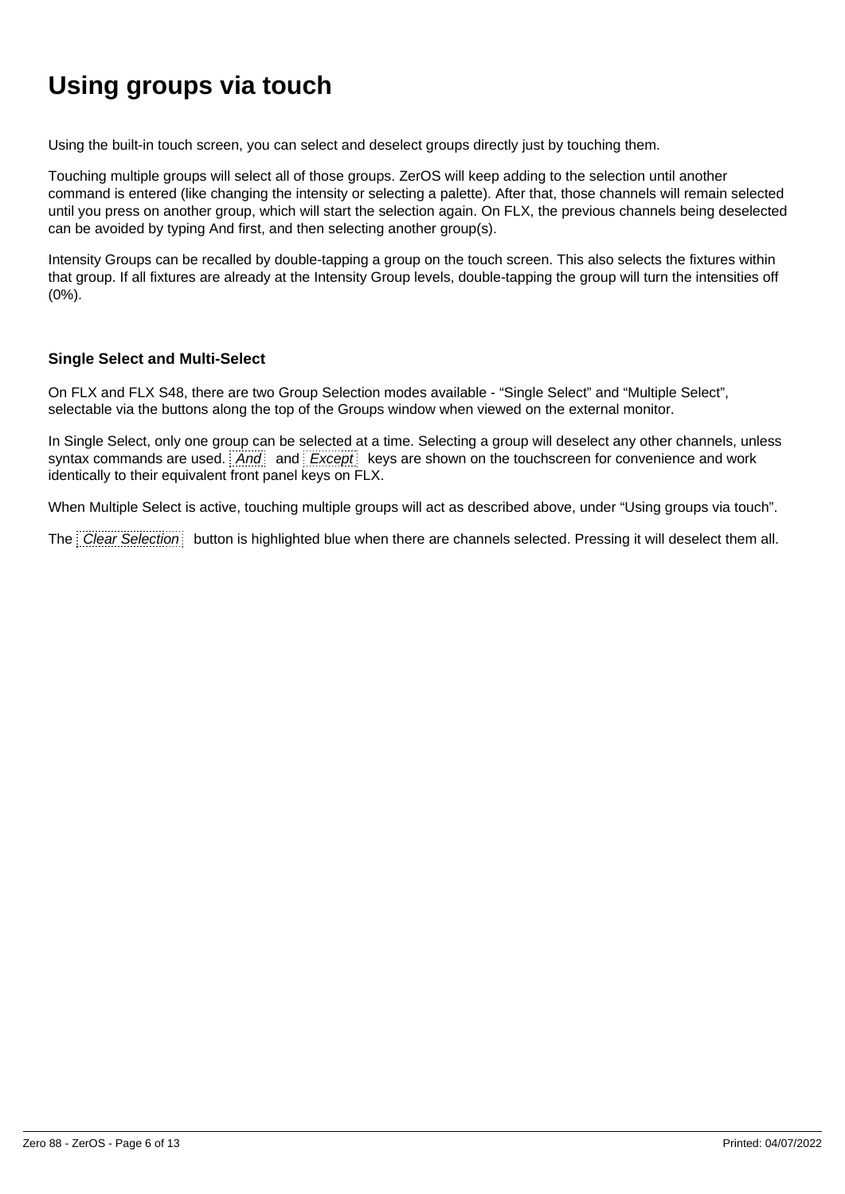# Using groups via touch

Using the built-in touch screen, you can select and deselect groups directly just by touching them.

Touching multiple groups will select all of those groups. ZerOS will keep adding to the selection until another command is entered (like changing the intensity or selecting a palette). After that, those channels will remain selected until you press on another group, which will start the selection again. On FLX, the previous channels being deselected can be avoided by typing And first, and then selecting another group(s).

Intensity Groups can be recalled by double-tapping a group on the touch screen. This also selects the fixtures within that group. If all fixtures are already at the Intensity Group levels, double-tapping the group will turn the intensities off (0%).

### Single Select and Multi-Select

On FLX and FLX S48, there are two Group Selection modes available - "Single Select" and "Multiple Select", selectable via the buttons along the top of the Groups window when viewed on the external monitor.

In Single Select, only one group can be selected at a time. Selecting a group will deselect any other channels, unless syntax commands are used. *And* and *Except* keys are shown on the touchscreen for convenience and work identically to their equivalent front panel keys on FLX.

When Multiple Select is active, touching multiple groups will act as described above, under "Using groups via touch".

The *Clear Selection* button is highlighted blue when there are channels selected. Pressing it will deselect them all.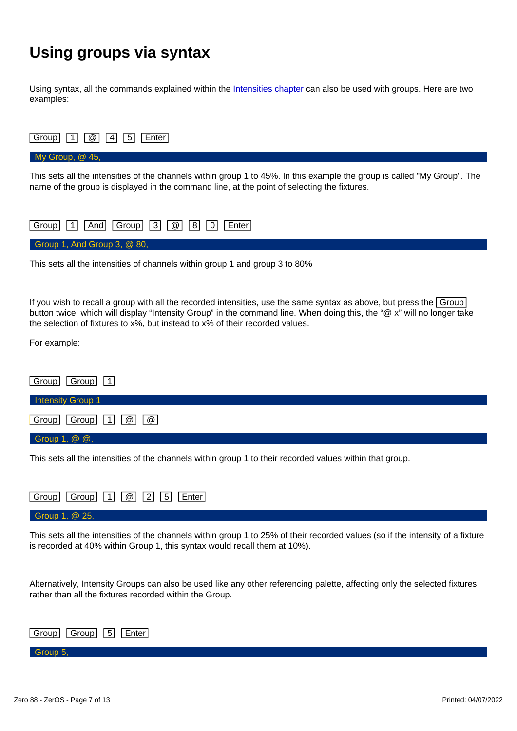# Using groups via syntax

Using syntax, all the commands explained within the Intensities chapter can also be used with groups. Here are two examples:

[Group] [1] [@] [4] [5] [Enter]

My Group, @ 45,

This sets all the intensities of the channels within group 1 to 45%. In this example the group is called "My Group". The name of the group is displayed in the command line, at the point of selecting the fixtures.

[Group] [1] [And] [Group] [3] [@] [8] [0] [Enter]

Group 1, And Group 3, @ 80,

This sets all the intensities of channels within group 1 and group 3 to 80%

If you wish to recall a group with all the recorded intensities, use the same syntax as above, but press the [Group] button twice, which will display “Intensity Group” in the command line. When doing this, the “@ x” will no longer take the selection of fixtures to x%, but instead to x% of their recorded values.

For example:

[Group] [Group] [1]

Intensity Group 1

[Group] [Group] [1] [@] [@]

Group 1, @ @,

This sets all the intensities of the channels within group 1 to their recorded values within that group.

[Group] [Group] [1] [@] [2] [5] [Enter]

Group 1, @ 25,

This sets all the intensities of the channels within group 1 to 25% of their recorded values (so if the intensity of a fixture is recorded at 40% within Group 1, this syntax would recall them at 10%).

Alternatively, Intensity Groups can also be used like any other referencing palette, affecting only the selected fixtures rather than all the fixtures recorded within the Group.

[Group] [Group] [5] [Enter]

Group 5,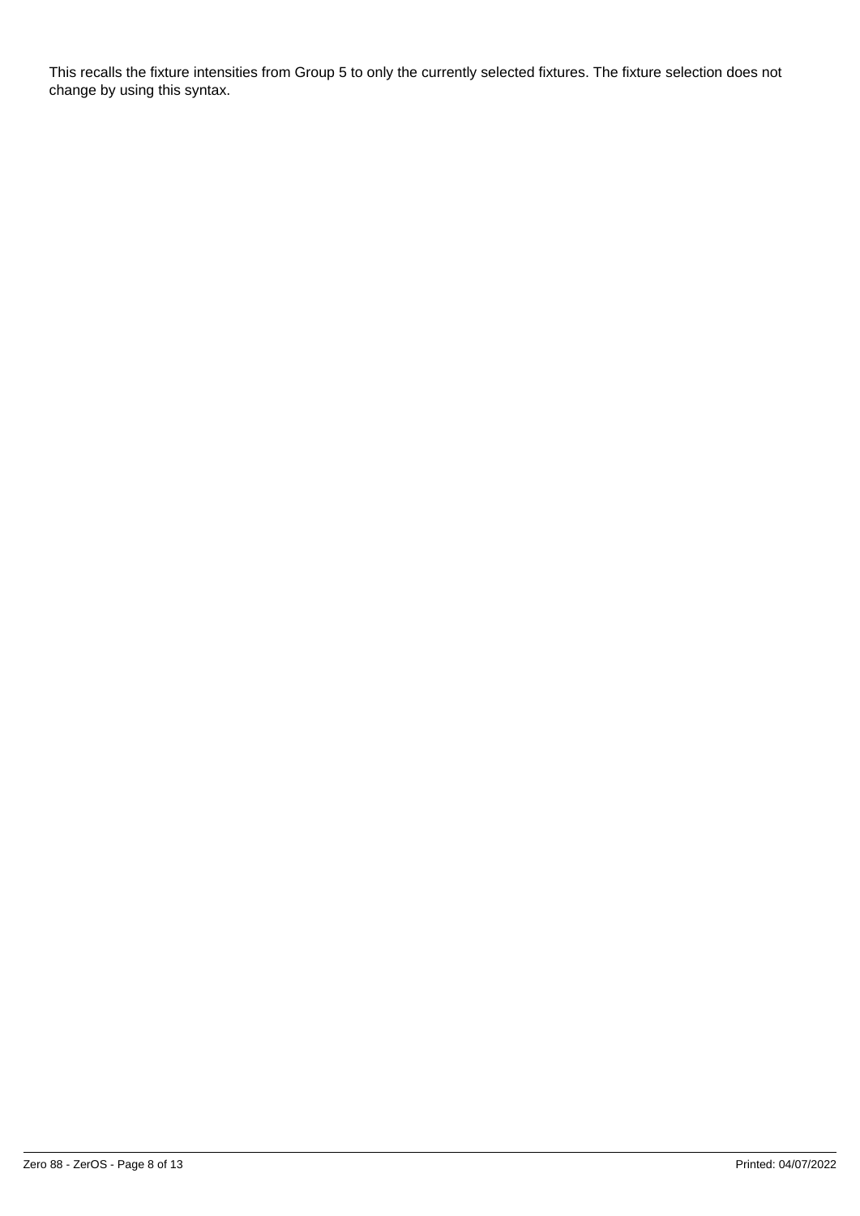This recalls the fixture intensities from Group 5 to only the currently selected fixtures. The fixture selection does not change by using this syntax.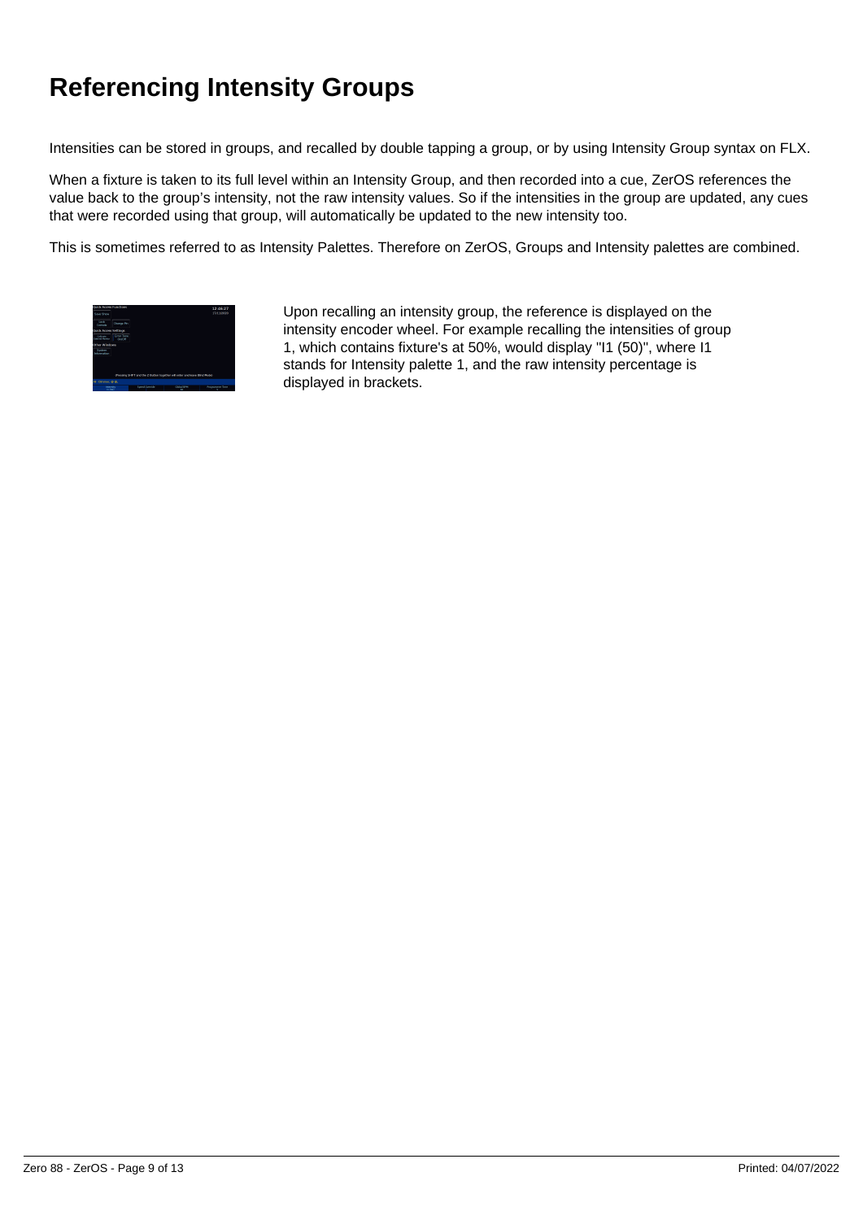# Referencing Intensity Groups

Intensities can be stored in groups, and recalled by double tapping a group, or by using Intensity Group syntax on FLX.

When a fixture is taken to its full level within an Intensity Group, and then recorded into a cue, ZerOS references the value back to the group's intensity, not the raw intensity values. So if the intensities in the group are updated, any cues that were recorded using that group, will automatically be updated to the new intensity too.

This is sometimes referred to as Intensity Palettes. Therefore on ZerOS, Groups and Intensity palettes are combined.

Upon recalling an intensity group, the reference is displayed on the intensity encoder wheel. For example recalling the intensities of group 1, which contains fixture's at 50%, would display "I1 (50)", where I1 stands for Intensity palette 1, and the raw intensity percentage is displayed in brackets.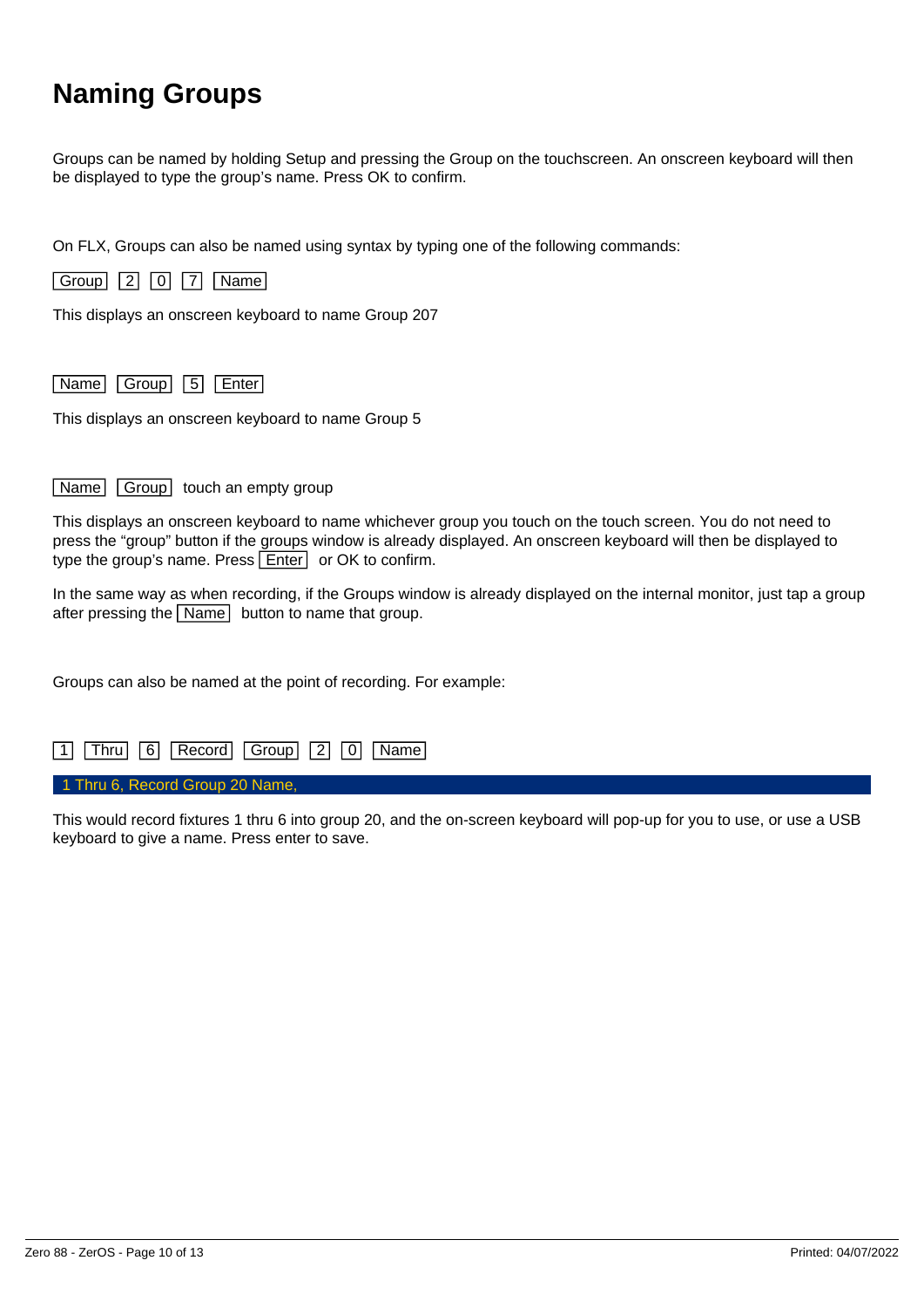# Naming Groups

Groups can be named by holding Setup and pressing the Group on the touchscreen. An onscreen keyboard will then be displayed to type the group's name. Press OK to confirm.

On FLX, Groups can also be named using syntax by typing one of the following commands:

Group 2 0 7 Name

This displays an onscreen keyboard to name Group 207

Name Group 5 Enter

This displays an onscreen keyboard to name Group 5

Name Group touch an empty group

This displays an onscreen keyboard to name whichever group you touch on the touch screen. You do not need to press the "group" button if the groups window is already displayed. An onscreen keyboard will then be displayed to type the group's name. Press Enter or OK to confirm.

In the same way as when recording, if the Groups window is already displayed on the internal monitor, just tap a group after pressing the Name button to name that group.

Groups can also be named at the point of recording. For example:

1 Thru 6 Record Group 2 0 Name

```
1 Thru 6, Record Group 20 Name,
```

This would record fixtures 1 thru 6 into group 20, and the on-screen keyboard will pop-up for you to use, or use a USB keyboard to give a name. Press enter to save.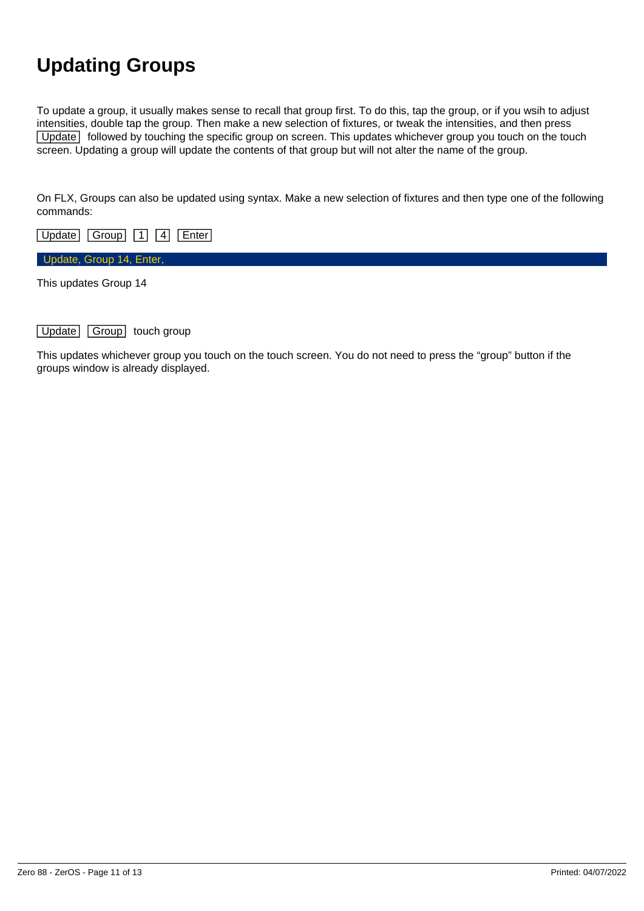# Updating Groups

To update a group, it usually makes sense to recall that group first. To do this, tap the group, or if you wsih to adjust intensities, double tap the group. Then make a new selection of fixtures, or tweak the intensities, and then press Update followed by touching the specific group on screen. This updates whichever group you touch on the touch screen. Updating a group will update the contents of that group but will not alter the name of the group.

On FLX, Groups can also be updated using syntax. Make a new selection of fixtures and then type one of the following commands:

Update Group 1 4 Enter

```
Update, Group 14, Enter,
```

This updates Group 14

Update Group touch group

This updates whichever group you touch on the touch screen. You do not need to press the “group” button if the groups window is already displayed.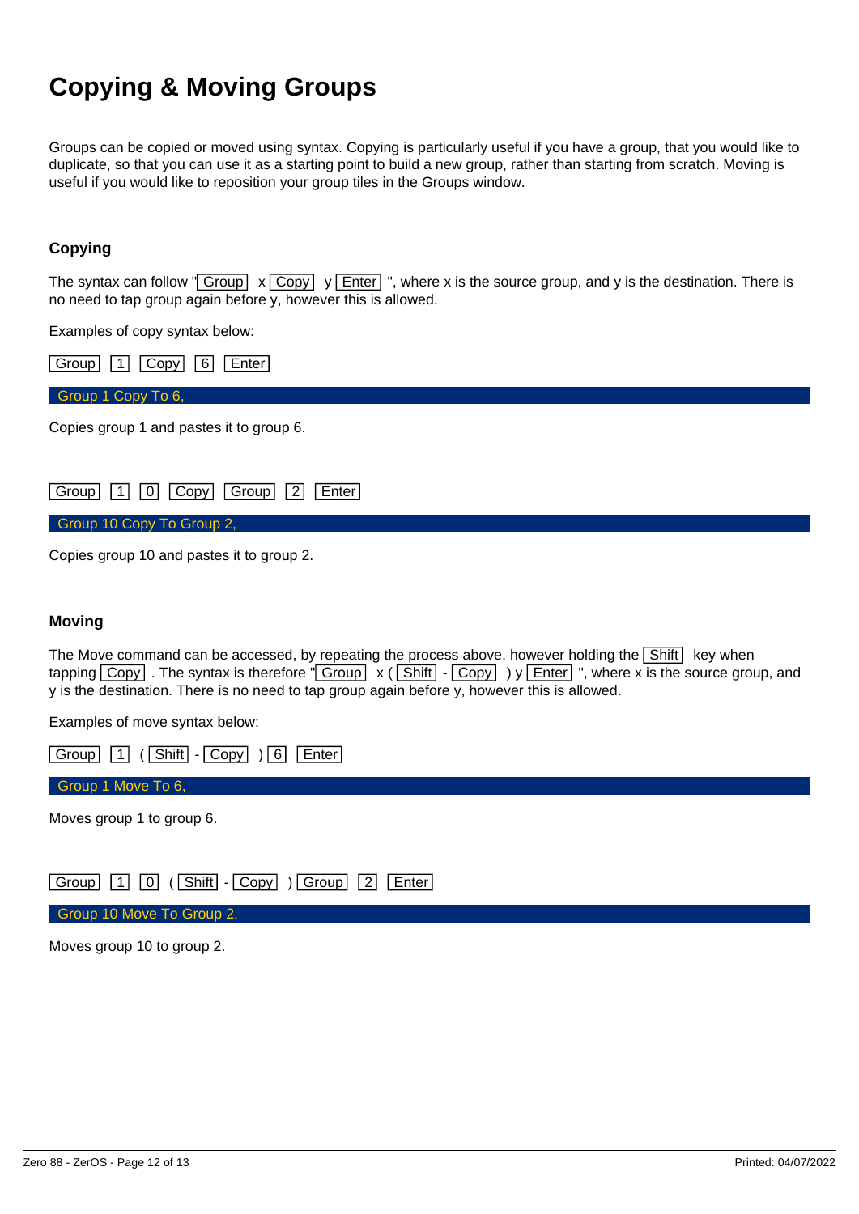# Copying & Moving Groups

Groups can be copied or moved using syntax. Copying is particularly useful if you have a group, that you would like to duplicate, so that you can use it as a starting point to build a new group, rather than starting from scratch. Moving is useful if you would like to reposition your group tiles in the Groups window.

## Copying

The syntax can follow "Group x Copy y Enter ", where x is the source group, and y is the destination. There is no need to tap group again before y, however this is allowed.

Examples of copy syntax below:

Group 1 Copy 6 Enter

Group 1 Copy To 6,

Copies group 1 and pastes it to group 6.

Group 1 0 Copy Group 2 Enter

Group 10 Copy To Group 2,

Copies group 10 and pastes it to group 2.

## Moving

The Move command can be accessed, by repeating the process above, however holding the Shift key when tapping Copy . The syntax is therefore "Group x ( Shift - Copy ) y Enter ", where x is the source group, and y is the destination. There is no need to tap group again before y, however this is allowed.

Examples of move syntax below:

Group 1 ( Shift - Copy ) 6 Enter

Group 1 Move To 6,

Moves group 1 to group 6.

Group 1 0 ( Shift - Copy ) Group 2 Enter

Group 10 Move To Group 2,

Moves group 10 to group 2.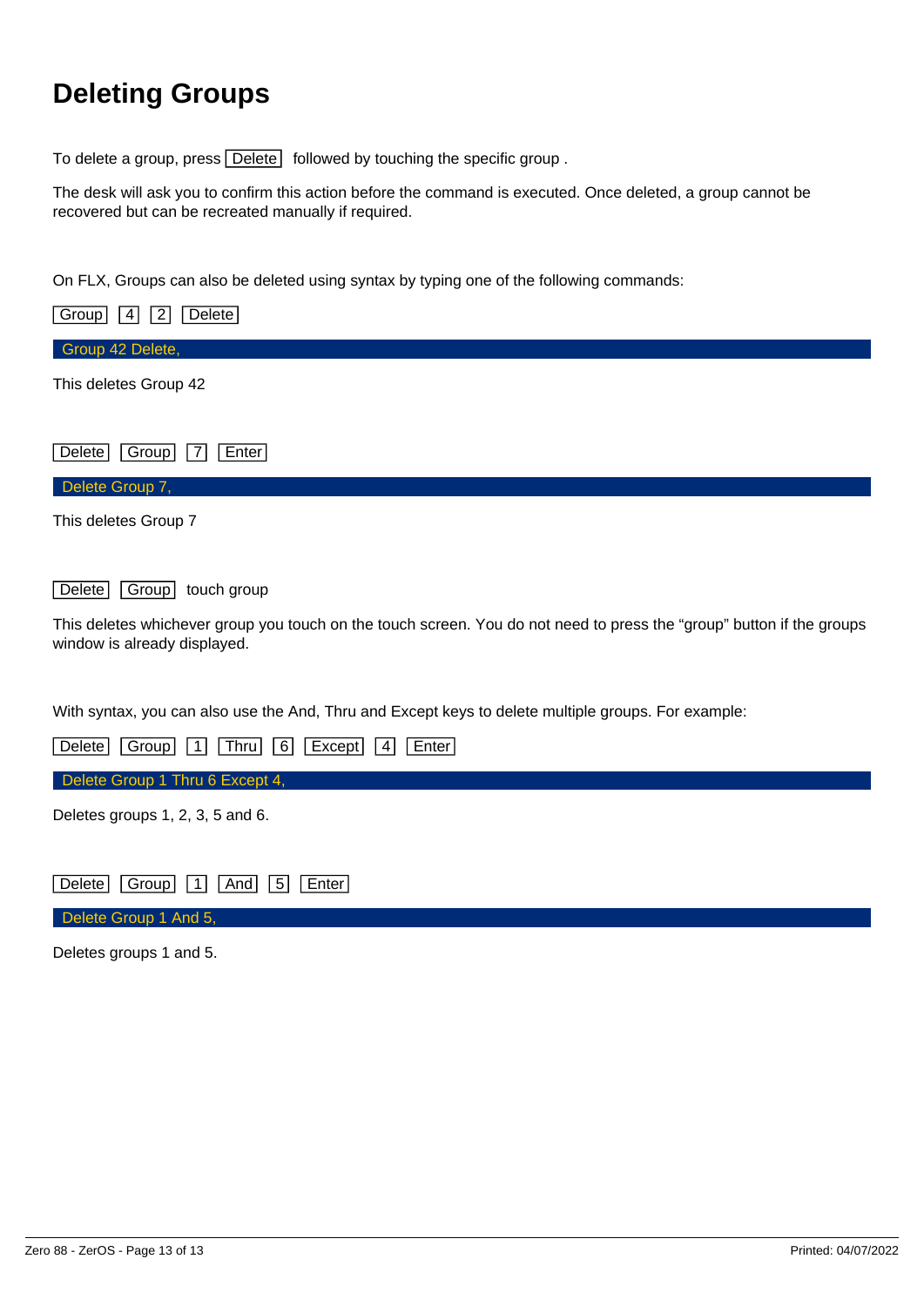# Deleting Groups

To delete a group, press [Delete] followed by touching the specific group .

The desk will ask you to confirm this action before the command is executed. Once deleted, a group cannot be recovered but can be recreated manually if required.

On FLX, Groups can also be deleted using syntax by typing one of the following commands:

[Group] [4] [2] [Delete]

Group 42 Delete,

This deletes Group 42

[Delete] [Group] [7] [Enter]

Delete Group 7,

This deletes Group 7

[Delete] [Group] touch group

This deletes whichever group you touch on the touch screen. You do not need to press the “group” button if the groups window is already displayed.

With syntax, you can also use the And, Thru and Except keys to delete multiple groups. For example:

[Delete] [Group] [1] [Thru] [6] [Except] [4] [Enter]

Delete Group 1 Thru 6 Except 4,

Deletes groups 1, 2, 3, 5 and 6.

[Delete] [Group] [1] [And] [5] [Enter]

Delete Group 1 And 5,

Deletes groups 1 and 5.